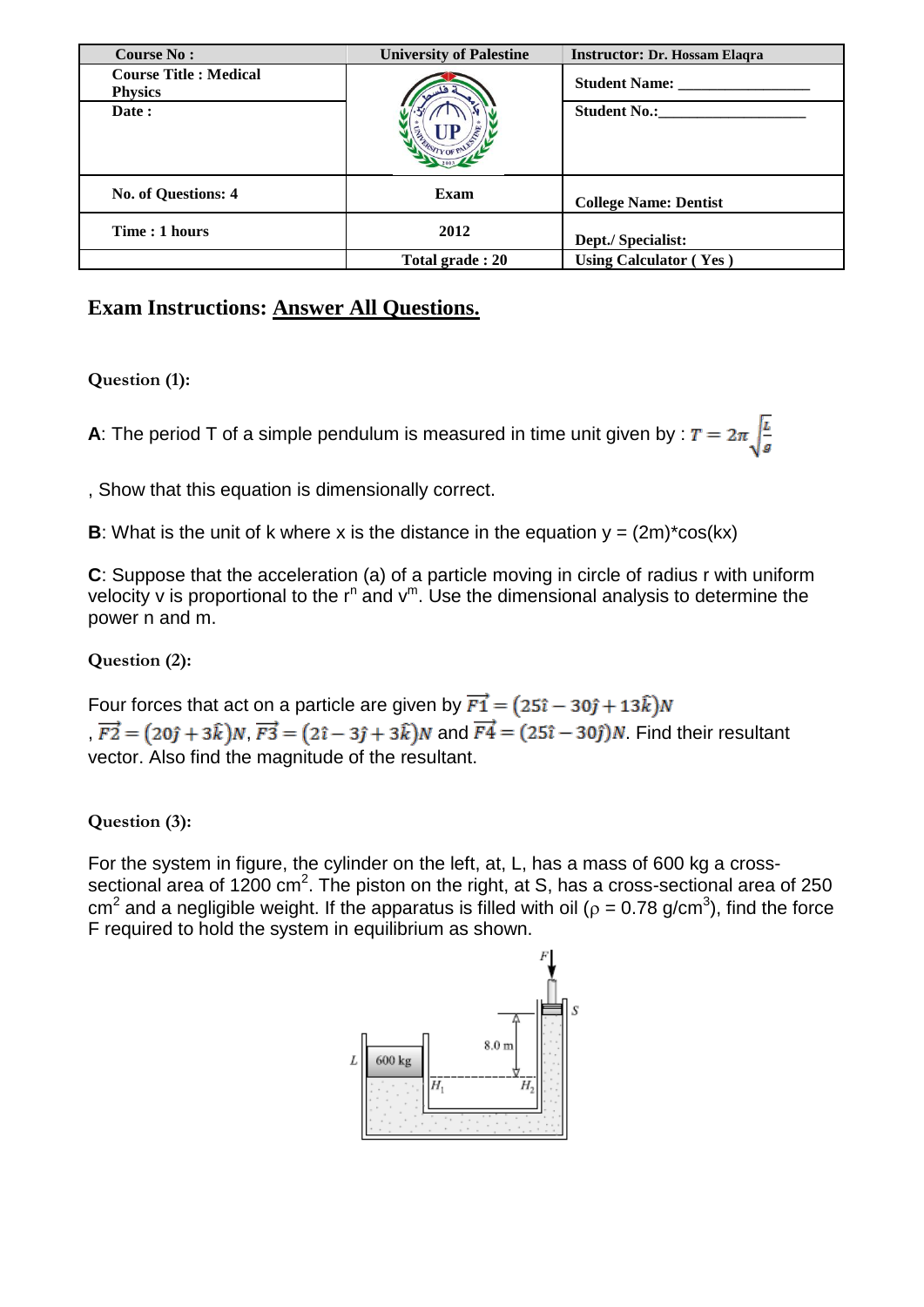| Course No : | University of Palestine | Instructor: Dr. Hossam Elaqra |
| --- | --- | --- |
| Course Title : Medical Physics | | Student Name: ________________ |
| Date : | | Student No.:__________________ |
| No. of Questions: 4 | Exam | College Name: Dentist |
| Time : 1 hours | 2012 | Dept./ Specialist: |
| | Total grade : 20 | Using Calculator ( Yes ) |

## Exam Instructions: Answer All Questions.

**Question (1):**

**A**: The period T of a simple pendulum is measured in time unit given by : $T = 2\pi\sqrt{\frac{L}{g}}$

, Show that this equation is dimensionally correct.

**B**: What is the unit of k where x is the distance in the equation y = (2m)*cos(kx)

**C**: Suppose that the acceleration (a) of a particle moving in circle of radius r with uniform velocity v is proportional to the $r^n$ and $v^m$. Use the dimensional analysis to determine the power n and m.

**Question (2):**

Four forces that act on a particle are given by $\vec{F1} = (25\hat{\imath} - 30\hat{\jmath} + 13\hat{k})N$ , $\vec{F2} = (20\hat{\jmath} + 3\hat{k})N$, $\vec{F3} = (2\hat{\imath} - 3\hat{\jmath} + 3\hat{k})N$ and $\vec{F4} = (25\hat{\imath} - 30\hat{\jmath})N$. Find their resultant vector. Also find the magnitude of the resultant.

**Question (3):**

For the system in figure, the cylinder on the left, at, L, has a mass of 600 kg a cross-sectional area of 1200 $cm^2$. The piston on the right, at S, has a cross-sectional area of 250 $cm^2$ and a negligible weight. If the apparatus is filled with oil ($\rho$ = 0.78 $g/cm^3$), find the force F required to hold the system in equilibrium as shown.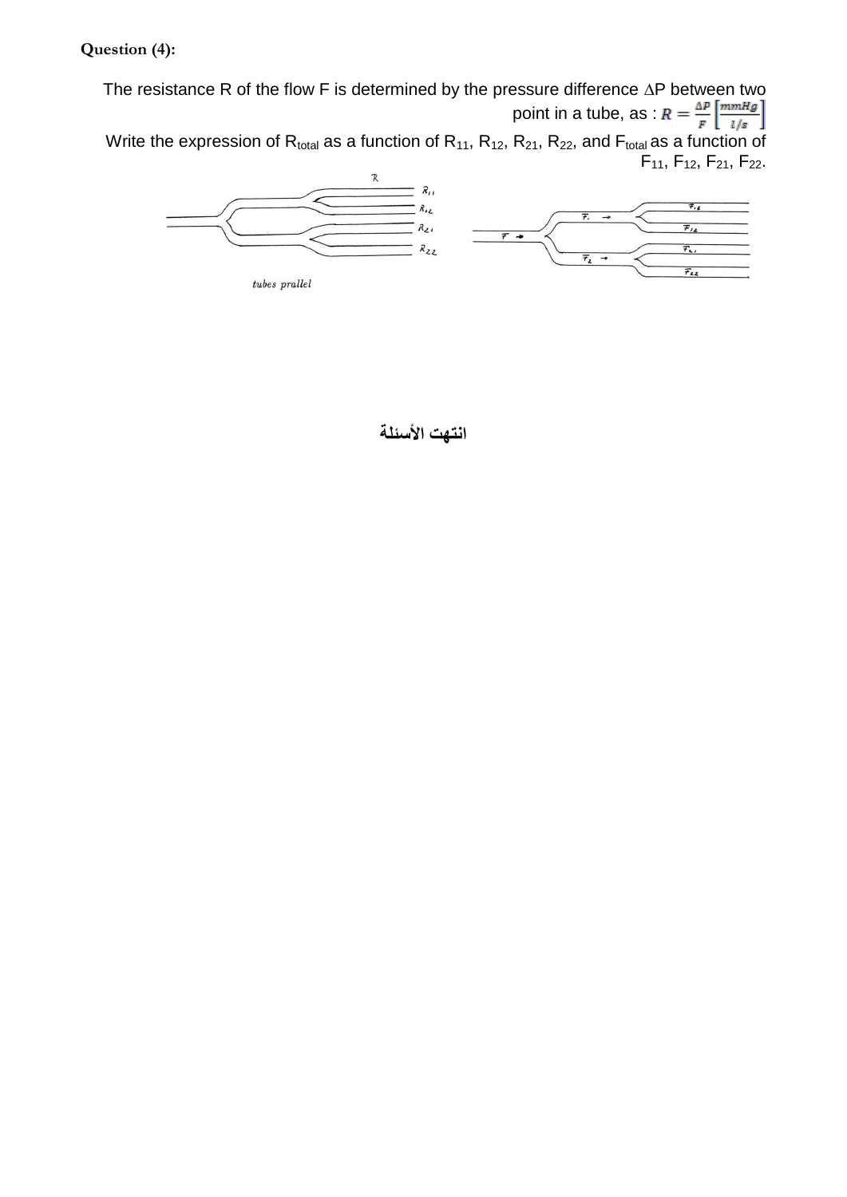**Question (4):**

The resistance R of the flow F is determined by the pressure difference $\Delta P$ between two point in a tube, as : $R = \frac{\Delta P}{F}\left[\frac{mmHg}{l/s}\right]$

Write the expression of $R_{total}$ as a function of $R_{11}$, $R_{12}$, $R_{21}$, $R_{22}$, and $F_{total}$ as a function of $F_{11}$, $F_{12}$, $F_{21}$, $F_{22}$.

R

$R_{11}$

$R_{12}$

$R_{21}$

$R_{22}$

*tubes prallel*

F

$F_1$

$F_2$

$F_{11}$

$F_{12}$

$F_{21}$

$F_{22}$

انتهت الأسئلة